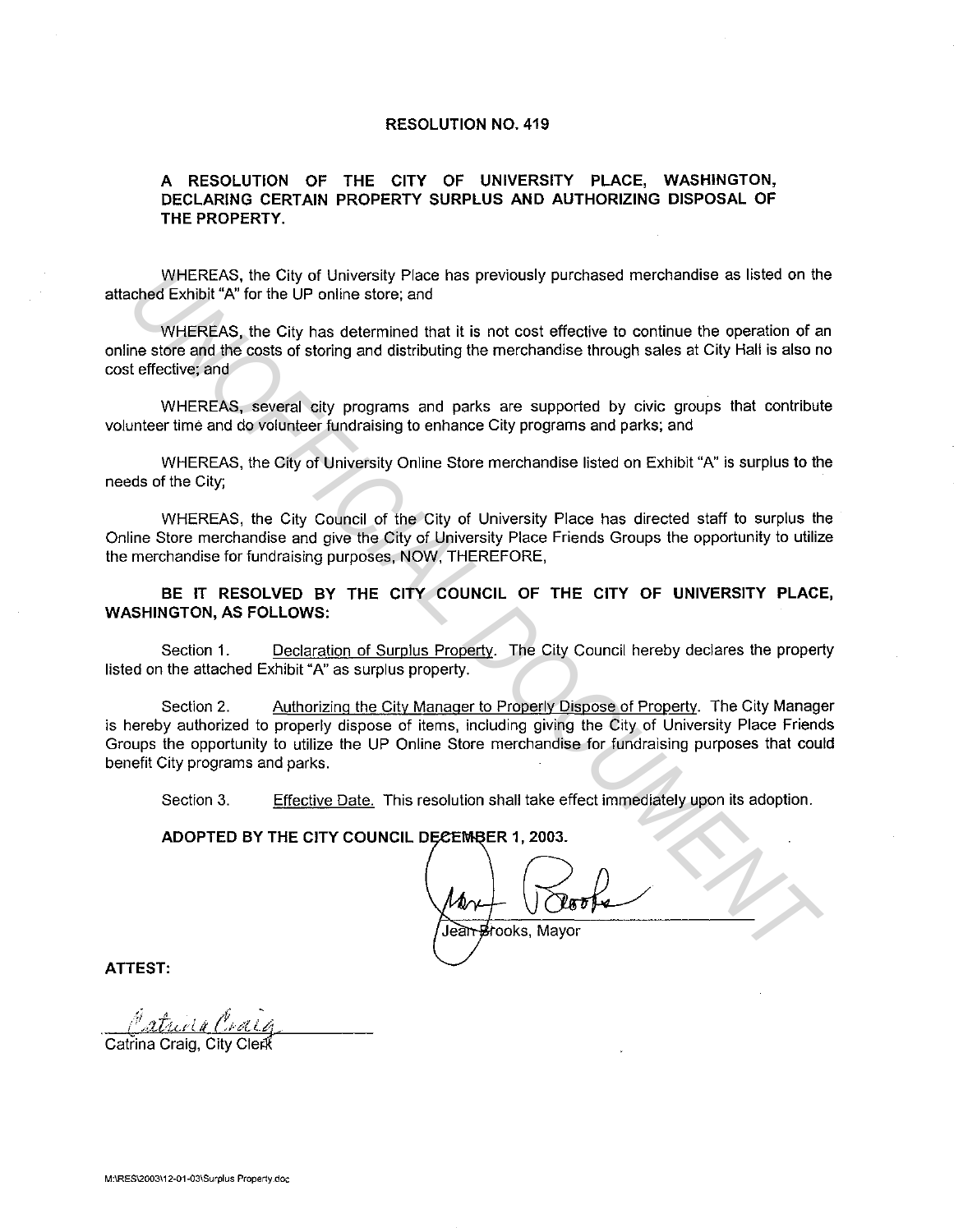# RESOLUTION NO. 419

## A RESOLUTION OF THE CITY OF UNIVERSITY PLACE, WASHINGTON, DECLARING CERTAIN PROPERTY SURPLUS AND AUTHORIZING DISPOSAL OF THE PROPERTY.

WHEREAS, the City of University Place has previously purchased merchandise as listed on the attached Exhibit "A" for the UP online store; and

WHEREAS, the City has determined that it is not cost effective to continue the operation of an online store and the costs of storing and distributing the merchandise through sales at City Hall is also no cost effective; and

WHEREAS, several city programs and parks are supported by civic groups that contribute volunteer time and do volunteer fundraising to enhance City programs and parks; and

WHEREAS, the City of University Online Store merchandise listed on Exhibit "A" is surplus to the needs of the City;

WHEREAS, the City Council of the City of University Place has directed staff to surplus the Online Store merchandise and give the City of University Place Friends Groups the opportunity to utilize the merchandise for fundraising purposes, NOW, THEREFORE,

**BE IT RESOLVED BY THE CITY COUNCIL OF THE CITY OF UNIVERSITY PLACE, WASHINGTON, AS FOLLOWS:**

Section 1. Declaration of Surplus Property. The City Council hereby declares the property listed on the attached Exhibit "A" as surplus property.

Section 2. Authorizing the City Manager to Properly Dispose of Property. The City Manager is hereby authorized to properly dispose of items, including giving the City of University Place Friends Groups the opportunity to utilize the UP Online Store merchandise for fundraising purposes that could benefit City programs and parks.

Section 3. Effective Date. This resolution shall take effect immediately upon its adoption.

**ADOPTED BY THE CITY COUNCIL DECEMBER 1, 2003.**

Jean Brooks, Mayor

**ATTEST:**

Catrina Craig, City Clerk

M:\RES\2003\12-01-03\Surplus Property.doc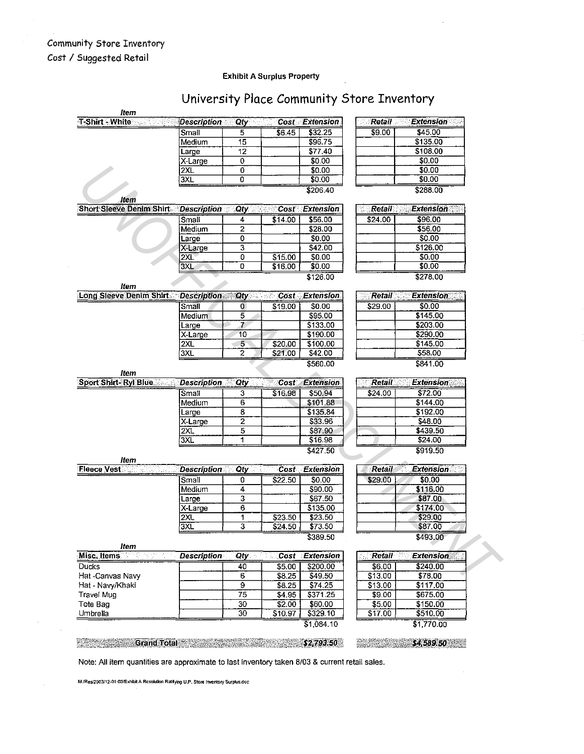Community Store Inventory
Cost / Suggested Retail

**Exhibit A Surplus Property**

# University Place Community Store Inventory

| Item | Description | Qty | Cost | Extension | Retail | Extension |
|---|---|---|---|---|---|---|
| **T-Shirt - White** | Small | 5 | $6.45 | $32.25 | $9.00 | $45.00 |
| | Medium | 15 | | $96.75 | | $135.00 |
| | Large | 12 | | $77.40 | | $108.00 |
| | X-Large | 0 | | $0.00 | | $0.00 |
| | 2XL | 0 | | $0.00 | | $0.00 |
| | 3XL | 0 | | $0.00 | | $0.00 |
| | | | | $206.40 | | $288.00 |
| **Short Sleeve Denim Shirt** | Small | 4 | $14.00 | $56.00 | $24.00 | $96.00 |
| | Medium | 2 | | $28.00 | | $56.00 |
| | Large | 0 | | $0.00 | | $0.00 |
| | X-Large | 3 | | $42.00 | | $126.00 |
| | 2XL | 0 | $15.00 | $0.00 | | $0.00 |
| | 3XL | 0 | $16.00 | $0.00 | | $0.00 |
| | | | | $126.00 | | $278.00 |
| **Long Sleeve Denim Shirt** | Small | 0 | $19.00 | $0.00 | $29.00 | $0.00 |
| | Medium | 5 | | $95.00 | | $145.00 |
| | Large | 7 | | $133.00 | | $203.00 |
| | X-Large | 10 | | $190.00 | | $290.00 |
| | 2XL | 5 | $20.00 | $100.00 | | $145.00 |
| | 3XL | 2 | $21.00 | $42.00 | | $58.00 |
| | | | | $560.00 | | $841.00 |
| **Sport Shirt- Ryl Blue** | Small | 3 | $16.98 | $50.94 | $24.00 | $72.00 |
| | Medium | 6 | | $101.88 | | $144.00 |
| | Large | 8 | | $135.84 | | $192.00 |
| | X-Large | 2 | | $33.96 | | $48.00 |
| | 2XL | 5 | | $87.90 | | $439.50 |
| | 3XL | 1 | | $16.98 | | $24.00 |
| | | | | $427.50 | | $919.50 |
| **Fleece Vest** | Small | 0 | $22.50 | $0.00 | $29.00 | $0.00 |
| | Medium | 4 | | $90.00 | | $116.00 |
| | Large | 3 | | $67.50 | | $87.00 |
| | X-Large | 6 | | $135.00 | | $174.00 |
| | 2XL | 1 | $23.50 | $23.50 | | $29.00 |
| | 3XL | 3 | $24.50 | $73.50 | | $87.00 |
| | | | | $389.50 | | $493.00 |
| **Misc. Items** | | | | | | |
| Ducks | | 40 | $5.00 | $200.00 | $6.00 | $240.00 |
| Hat -Canvas Navy | | 6 | $8.25 | $49.50 | $13.00 | $78.00 |
| Hat - Navy/Khaki | | 9 | $8.25 | $74.25 | $13.00 | $117.00 |
| Travel Mug | | 75 | $4.95 | $371.25 | $9.00 | $675.00 |
| Tote Bag | | 30 | $2.00 | $60.00 | $5.00 | $150.00 |
| Umbrella | | 30 | $10.97 | $329.10 | $17.00 | $510.00 |
| | | | | $1,084.10 | | $1,770.00 |
| **Grand Total** | | | | **$2,793.50** | | **$4,589.50** |

Note: All item quantities are approximate to last inventory taken 8/03 & current retail sales.

M:/Res/2003/12-01-03/Exhibit A Resolution Ratifying U.P. Store Inventory Surplus.doc